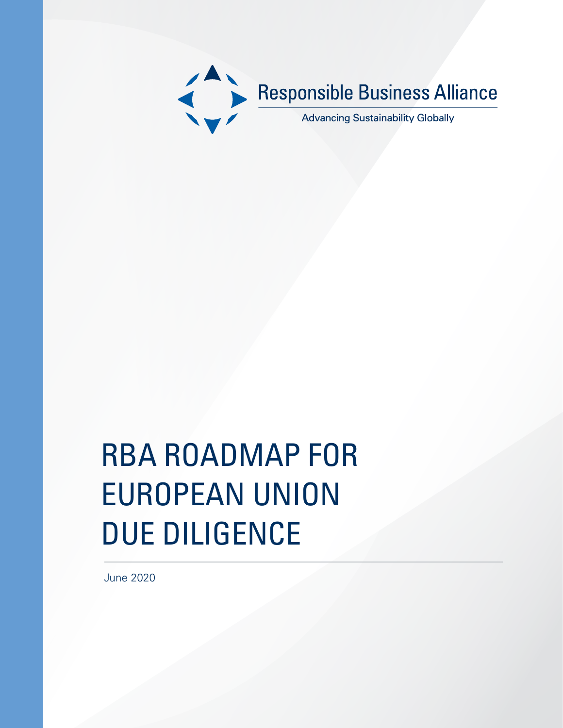Responsible Business Alliance

Advancing Sustainability Globally

# RBA ROADMAP FOR EUROPEAN UNION DUE DILIGENCE

June 2020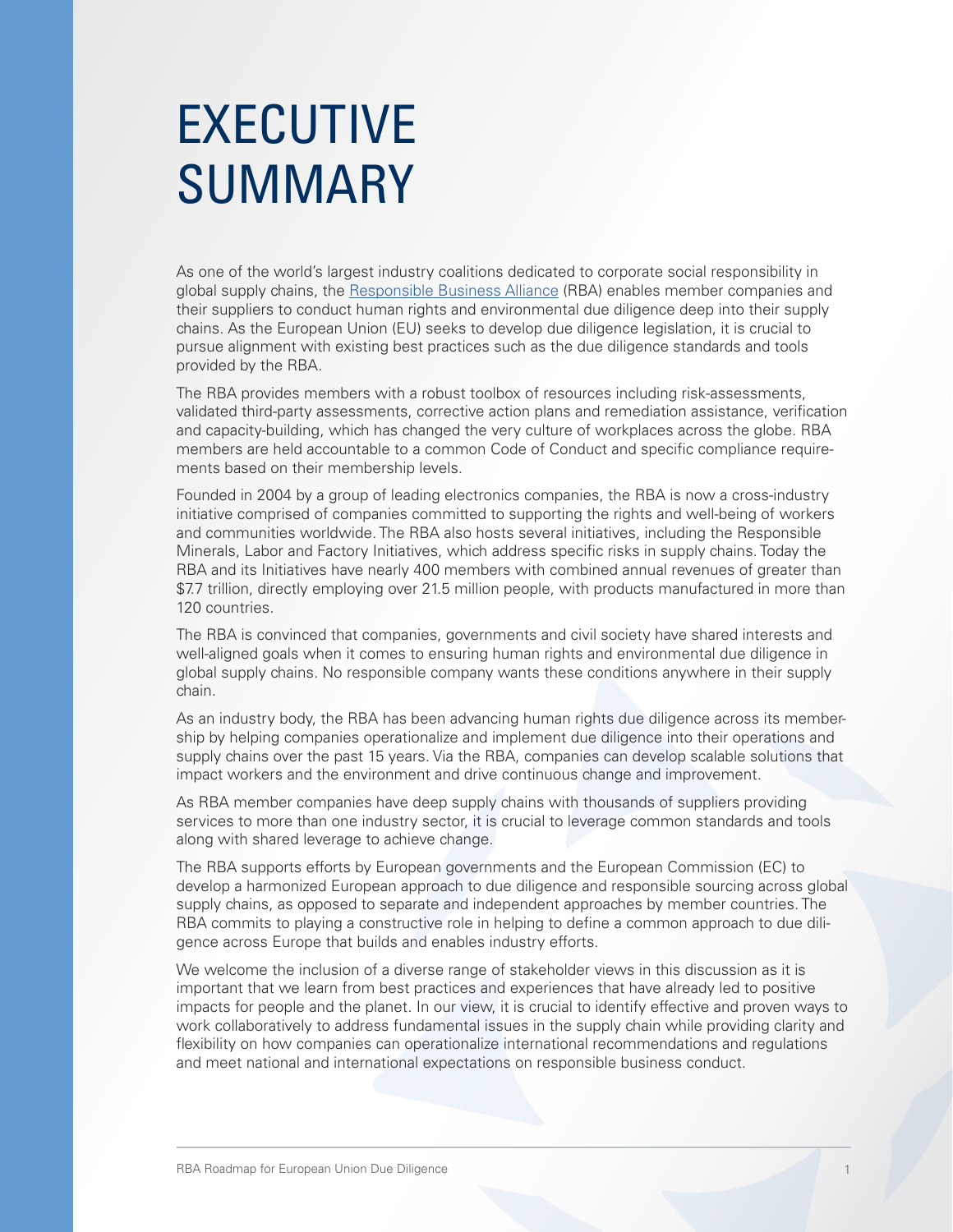# EXECUTIVE SUMMARY

As one of the world's largest industry coalitions dedicated to corporate social responsibility in global supply chains, the [Responsible Business Alliance](https://www.responsiblebusiness.org) (RBA) enables member companies and their suppliers to conduct human rights and environmental due diligence deep into their supply chains. As the European Union (EU) seeks to develop due diligence legislation, it is crucial to pursue alignment with existing best practices such as the due diligence standards and tools provided by the RBA.

The RBA provides members with a robust toolbox of resources including risk-assessments, validated third-party assessments, corrective action plans and remediation assistance, verification and capacity-building, which has changed the very culture of workplaces across the globe. RBA members are held accountable to a common Code of Conduct and specific compliance requirements based on their membership levels.

Founded in 2004 by a group of leading electronics companies, the RBA is now a cross-industry initiative comprised of companies committed to supporting the rights and well-being of workers and communities worldwide. The RBA also hosts several initiatives, including the Responsible Minerals, Labor and Factory Initiatives, which address specific risks in supply chains. Today the RBA and its Initiatives have nearly 400 members with combined annual revenues of greater than $7.7 trillion, directly employing over 21.5 million people, with products manufactured in more than 120 countries.

The RBA is convinced that companies, governments and civil society have shared interests and well-aligned goals when it comes to ensuring human rights and environmental due diligence in global supply chains. No responsible company wants these conditions anywhere in their supply chain.

As an industry body, the RBA has been advancing human rights due diligence across its membership by helping companies operationalize and implement due diligence into their operations and supply chains over the past 15 years. Via the RBA, companies can develop scalable solutions that impact workers and the environment and drive continuous change and improvement.

As RBA member companies have deep supply chains with thousands of suppliers providing services to more than one industry sector, it is crucial to leverage common standards and tools along with shared leverage to achieve change.

The RBA supports efforts by European governments and the European Commission (EC) to develop a harmonized European approach to due diligence and responsible sourcing across global supply chains, as opposed to separate and independent approaches by member countries. The RBA commits to playing a constructive role in helping to define a common approach to due diligence across Europe that builds and enables industry efforts.

We welcome the inclusion of a diverse range of stakeholder views in this discussion as it is important that we learn from best practices and experiences that have already led to positive impacts for people and the planet. In our view, it is crucial to identify effective and proven ways to work collaboratively to address fundamental issues in the supply chain while providing clarity and flexibility on how companies can operationalize international recommendations and regulations and meet national and international expectations on responsible business conduct.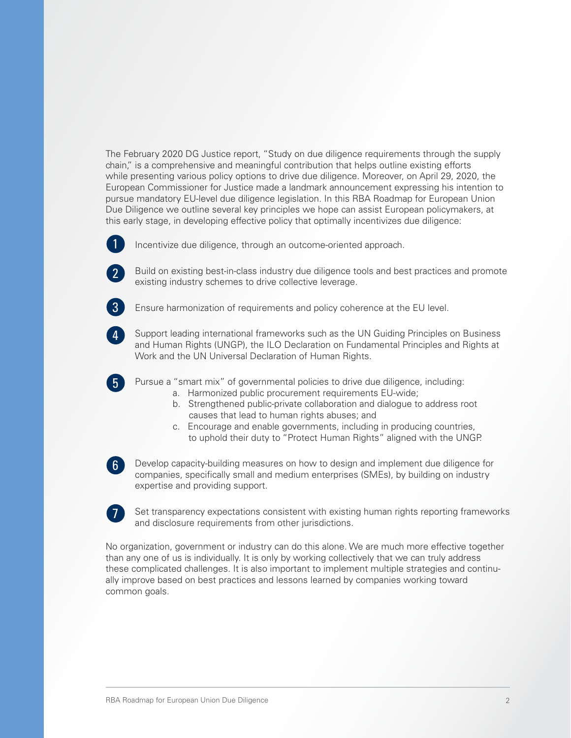The February 2020 DG Justice report, "Study on due diligence requirements through the supply chain," is a comprehensive and meaningful contribution that helps outline existing efforts while presenting various policy options to drive due diligence. Moreover, on April 29, 2020, the European Commissioner for Justice made a landmark announcement expressing his intention to pursue mandatory EU-level due diligence legislation. In this RBA Roadmap for European Union Due Diligence we outline several key principles we hope can assist European policymakers, at this early stage, in developing effective policy that optimally incentivizes due diligence:

1. Incentivize due diligence, through an outcome-oriented approach.
2. Build on existing best-in-class industry due diligence tools and best practices and promote existing industry schemes to drive collective leverage.
3. Ensure harmonization of requirements and policy coherence at the EU level.
4. Support leading international frameworks such as the UN Guiding Principles on Business and Human Rights (UNGP), the ILO Declaration on Fundamental Principles and Rights at Work and the UN Universal Declaration of Human Rights.
5. Pursue a "smart mix" of governmental policies to drive due diligence, including:
   a. Harmonized public procurement requirements EU-wide;
   b. Strengthened public-private collaboration and dialogue to address root causes that lead to human rights abuses; and
   c. Encourage and enable governments, including in producing countries, to uphold their duty to "Protect Human Rights" aligned with the UNGP.
6. Develop capacity-building measures on how to design and implement due diligence for companies, specifically small and medium enterprises (SMEs), by building on industry expertise and providing support.
7. Set transparency expectations consistent with existing human rights reporting frameworks and disclosure requirements from other jurisdictions.

No organization, government or industry can do this alone. We are much more effective together than any one of us is individually. It is only by working collectively that we can truly address these complicated challenges. It is also important to implement multiple strategies and continually improve based on best practices and lessons learned by companies working toward common goals.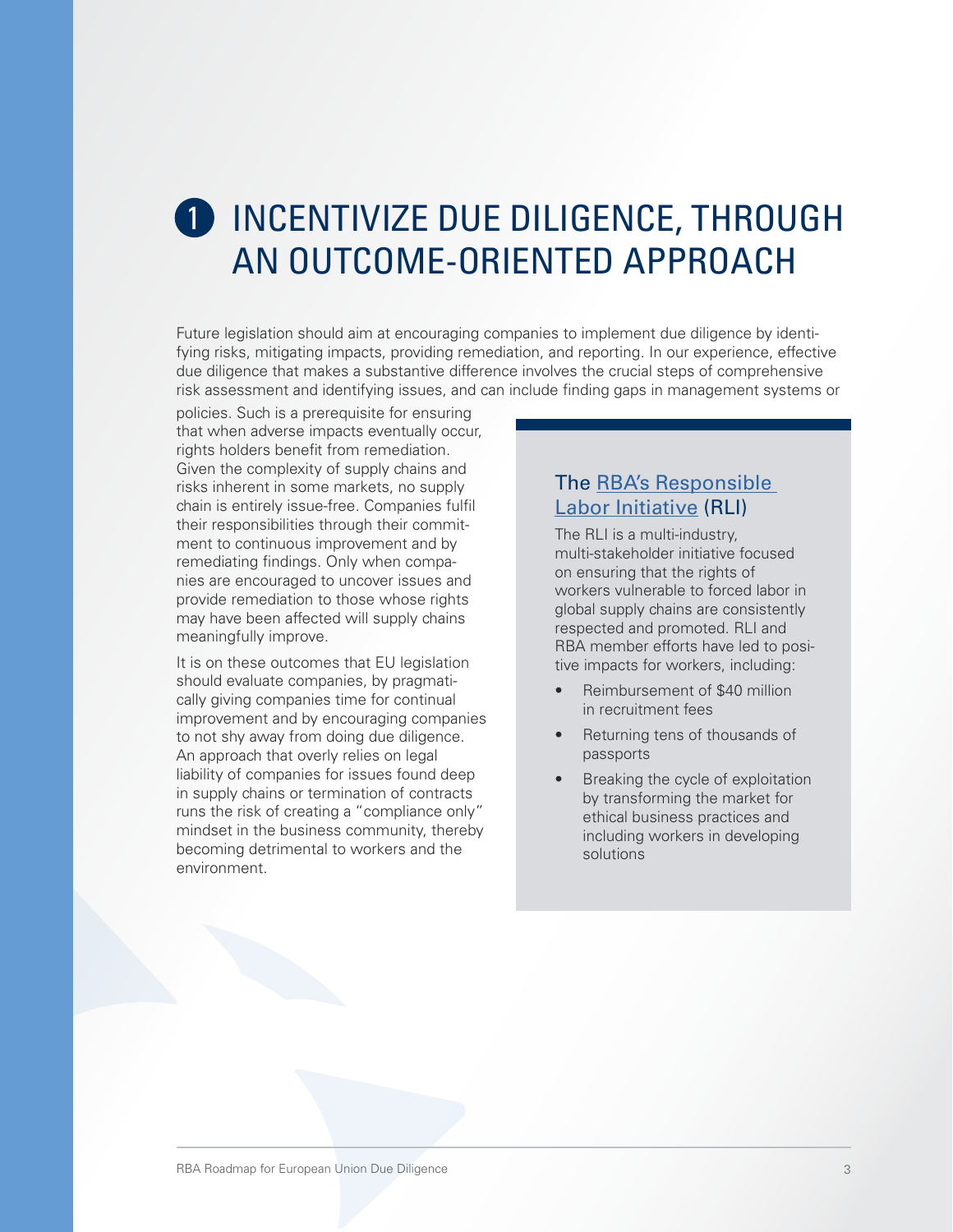# 1 INCENTIVIZE DUE DILIGENCE, THROUGH AN OUTCOME-ORIENTED APPROACH

Future legislation should aim at encouraging companies to implement due diligence by identifying risks, mitigating impacts, providing remediation, and reporting. In our experience, effective due diligence that makes a substantive difference involves the crucial steps of comprehensive risk assessment and identifying issues, and can include finding gaps in management systems or policies. Such is a prerequisite for ensuring that when adverse impacts eventually occur, rights holders benefit from remediation. Given the complexity of supply chains and risks inherent in some markets, no supply chain is entirely issue-free. Companies fulfil their responsibilities through their commitment to continuous improvement and by remediating findings. Only when companies are encouraged to uncover issues and provide remediation to those whose rights may have been affected will supply chains meaningfully improve.

It is on these outcomes that EU legislation should evaluate companies, by pragmatically giving companies time for continual improvement and by encouraging companies to not shy away from doing due diligence. An approach that overly relies on legal liability of companies for issues found deep in supply chains or termination of contracts runs the risk of creating a "compliance only" mindset in the business community, thereby becoming detrimental to workers and the environment.

### The RBA's Responsible Labor Initiative (RLI)

The RLI is a multi-industry, multi-stakeholder initiative focused on ensuring that the rights of workers vulnerable to forced labor in global supply chains are consistently respected and promoted. RLI and RBA member efforts have led to positive impacts for workers, including:

- Reimbursement of $40 million in recruitment fees
- Returning tens of thousands of passports
- Breaking the cycle of exploitation by transforming the market for ethical business practices and including workers in developing solutions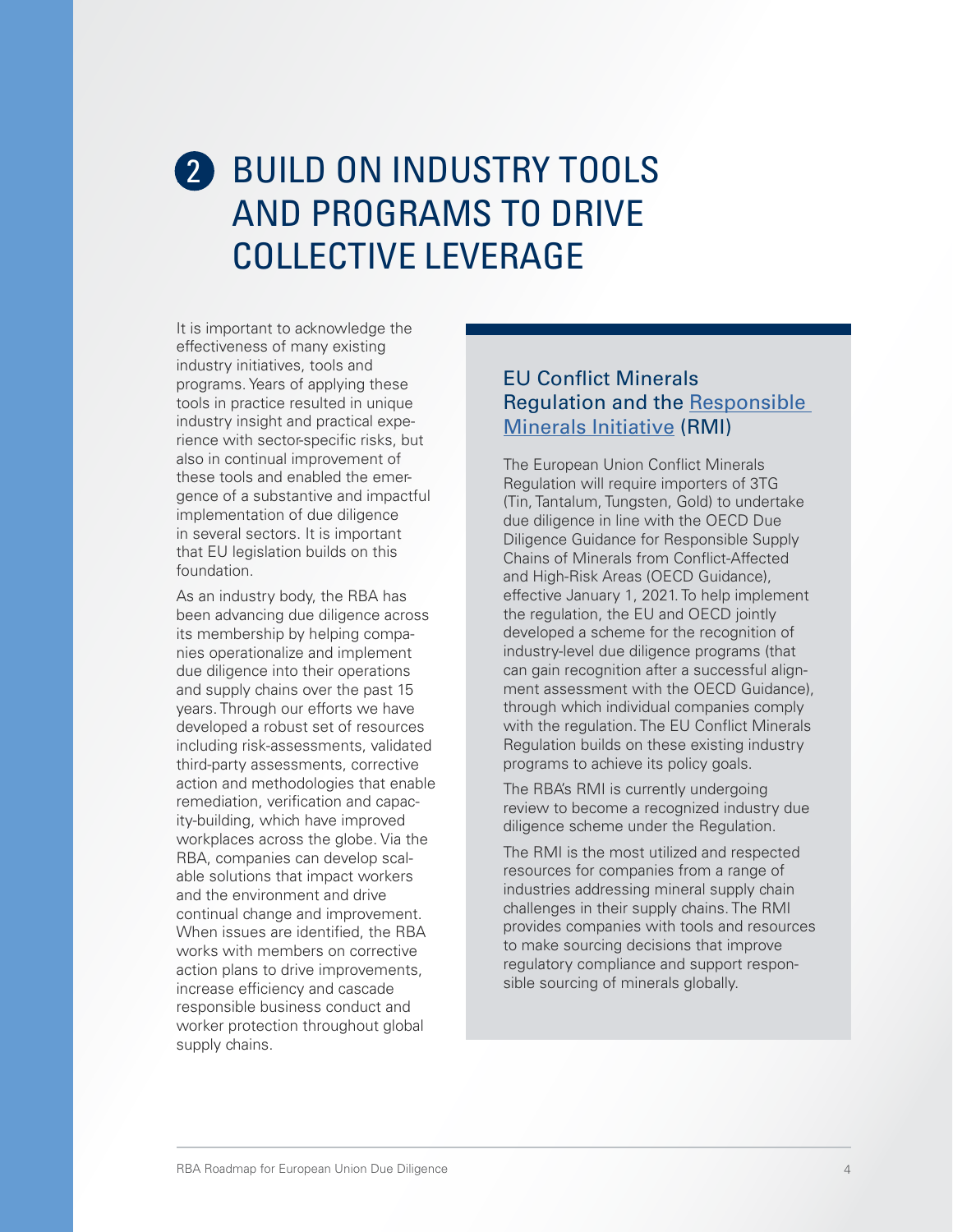## 2 BUILD ON INDUSTRY TOOLS AND PROGRAMS TO DRIVE COLLECTIVE LEVERAGE

It is important to acknowledge the effectiveness of many existing industry initiatives, tools and programs. Years of applying these tools in practice resulted in unique industry insight and practical experience with sector-specific risks, but also in continual improvement of these tools and enabled the emergence of a substantive and impactful implementation of due diligence in several sectors. It is important that EU legislation builds on this foundation.

As an industry body, the RBA has been advancing due diligence across its membership by helping companies operationalize and implement due diligence into their operations and supply chains over the past 15 years. Through our efforts we have developed a robust set of resources including risk-assessments, validated third-party assessments, corrective action and methodologies that enable remediation, verification and capacity-building, which have improved workplaces across the globe. Via the RBA, companies can develop scalable solutions that impact workers and the environment and drive continual change and improvement. When issues are identified, the RBA works with members on corrective action plans to drive improvements, increase efficiency and cascade responsible business conduct and worker protection throughout global supply chains.

### EU Conflict Minerals Regulation and the Responsible Minerals Initiative (RMI)

The European Union Conflict Minerals Regulation will require importers of 3TG (Tin, Tantalum, Tungsten, Gold) to undertake due diligence in line with the OECD Due Diligence Guidance for Responsible Supply Chains of Minerals from Conflict-Affected and High-Risk Areas (OECD Guidance), effective January 1, 2021. To help implement the regulation, the EU and OECD jointly developed a scheme for the recognition of industry-level due diligence programs (that can gain recognition after a successful alignment assessment with the OECD Guidance), through which individual companies comply with the regulation. The EU Conflict Minerals Regulation builds on these existing industry programs to achieve its policy goals.

The RBA's RMI is currently undergoing review to become a recognized industry due diligence scheme under the Regulation.

The RMI is the most utilized and respected resources for companies from a range of industries addressing mineral supply chain challenges in their supply chains. The RMI provides companies with tools and resources to make sourcing decisions that improve regulatory compliance and support responsible sourcing of minerals globally.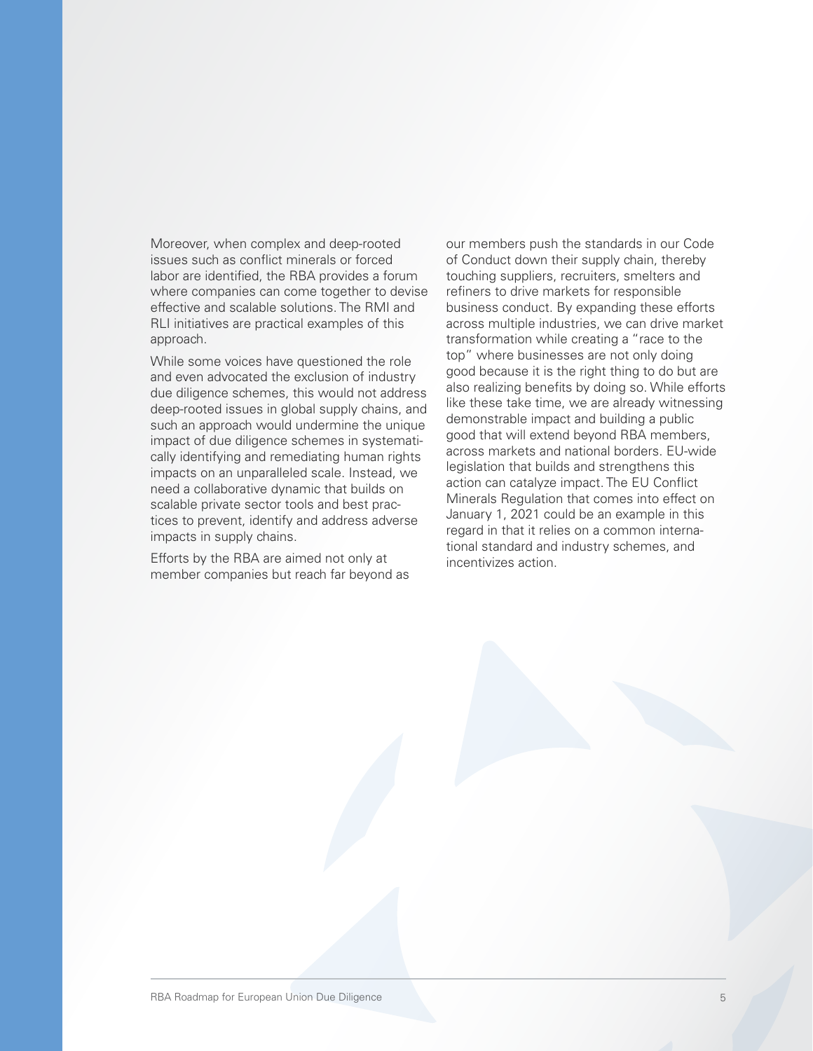Moreover, when complex and deep-rooted issues such as conflict minerals or forced labor are identified, the RBA provides a forum where companies can come together to devise effective and scalable solutions. The RMI and RLI initiatives are practical examples of this approach.

While some voices have questioned the role and even advocated the exclusion of industry due diligence schemes, this would not address deep-rooted issues in global supply chains, and such an approach would undermine the unique impact of due diligence schemes in systematically identifying and remediating human rights impacts on an unparalleled scale. Instead, we need a collaborative dynamic that builds on scalable private sector tools and best practices to prevent, identify and address adverse impacts in supply chains.

Efforts by the RBA are aimed not only at member companies but reach far beyond as our members push the standards in our Code of Conduct down their supply chain, thereby touching suppliers, recruiters, smelters and refiners to drive markets for responsible business conduct. By expanding these efforts across multiple industries, we can drive market transformation while creating a "race to the top" where businesses are not only doing good because it is the right thing to do but are also realizing benefits by doing so. While efforts like these take time, we are already witnessing demonstrable impact and building a public good that will extend beyond RBA members, across markets and national borders. EU-wide legislation that builds and strengthens this action can catalyze impact. The EU Conflict Minerals Regulation that comes into effect on January 1, 2021 could be an example in this regard in that it relies on a common international standard and industry schemes, and incentivizes action.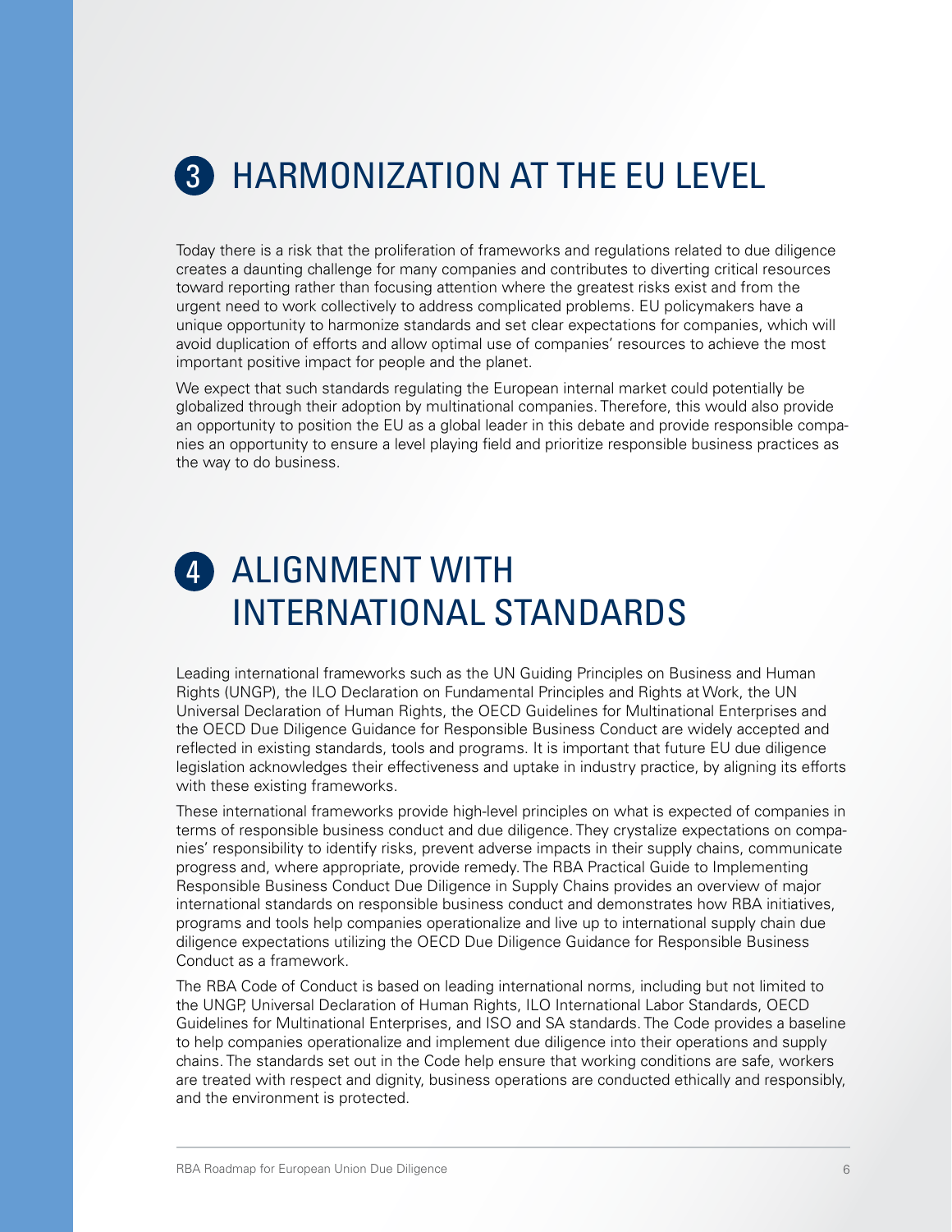# 3 HARMONIZATION AT THE EU LEVEL

Today there is a risk that the proliferation of frameworks and regulations related to due diligence creates a daunting challenge for many companies and contributes to diverting critical resources toward reporting rather than focusing attention where the greatest risks exist and from the urgent need to work collectively to address complicated problems. EU policymakers have a unique opportunity to harmonize standards and set clear expectations for companies, which will avoid duplication of efforts and allow optimal use of companies' resources to achieve the most important positive impact for people and the planet.

We expect that such standards regulating the European internal market could potentially be globalized through their adoption by multinational companies. Therefore, this would also provide an opportunity to position the EU as a global leader in this debate and provide responsible companies an opportunity to ensure a level playing field and prioritize responsible business practices as the way to do business.

# 4 ALIGNMENT WITH INTERNATIONAL STANDARDS

Leading international frameworks such as the UN Guiding Principles on Business and Human Rights (UNGP), the ILO Declaration on Fundamental Principles and Rights at Work, the UN Universal Declaration of Human Rights, the OECD Guidelines for Multinational Enterprises and the OECD Due Diligence Guidance for Responsible Business Conduct are widely accepted and reflected in existing standards, tools and programs. It is important that future EU due diligence legislation acknowledges their effectiveness and uptake in industry practice, by aligning its efforts with these existing frameworks.

These international frameworks provide high-level principles on what is expected of companies in terms of responsible business conduct and due diligence. They crystalize expectations on companies' responsibility to identify risks, prevent adverse impacts in their supply chains, communicate progress and, where appropriate, provide remedy. The RBA Practical Guide to Implementing Responsible Business Conduct Due Diligence in Supply Chains provides an overview of major international standards on responsible business conduct and demonstrates how RBA initiatives, programs and tools help companies operationalize and live up to international supply chain due diligence expectations utilizing the OECD Due Diligence Guidance for Responsible Business Conduct as a framework.

The RBA Code of Conduct is based on leading international norms, including but not limited to the UNGP, Universal Declaration of Human Rights, ILO International Labor Standards, OECD Guidelines for Multinational Enterprises, and ISO and SA standards. The Code provides a baseline to help companies operationalize and implement due diligence into their operations and supply chains. The standards set out in the Code help ensure that working conditions are safe, workers are treated with respect and dignity, business operations are conducted ethically and responsibly, and the environment is protected.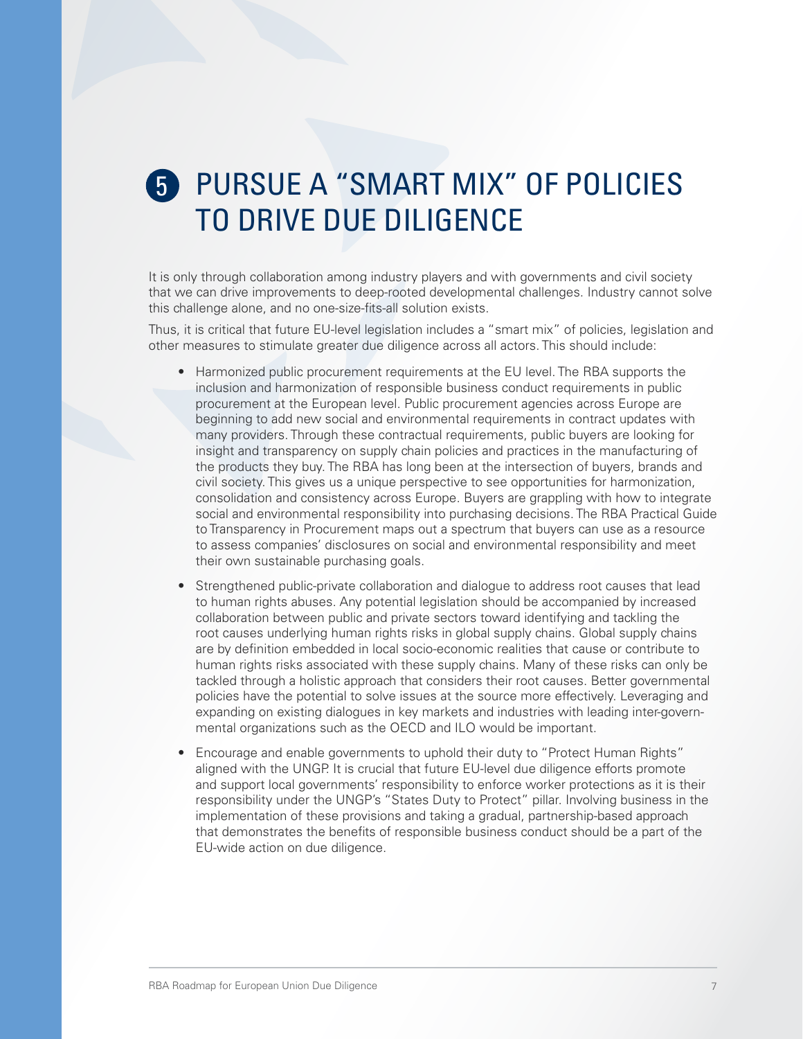# 5 PURSUE A "SMART MIX" OF POLICIES TO DRIVE DUE DILIGENCE

It is only through collaboration among industry players and with governments and civil society that we can drive improvements to deep-rooted developmental challenges. Industry cannot solve this challenge alone, and no one-size-fits-all solution exists.

Thus, it is critical that future EU-level legislation includes a "smart mix" of policies, legislation and other measures to stimulate greater due diligence across all actors. This should include:

- Harmonized public procurement requirements at the EU level. The RBA supports the inclusion and harmonization of responsible business conduct requirements in public procurement at the European level. Public procurement agencies across Europe are beginning to add new social and environmental requirements in contract updates with many providers. Through these contractual requirements, public buyers are looking for insight and transparency on supply chain policies and practices in the manufacturing of the products they buy. The RBA has long been at the intersection of buyers, brands and civil society. This gives us a unique perspective to see opportunities for harmonization, consolidation and consistency across Europe. Buyers are grappling with how to integrate social and environmental responsibility into purchasing decisions. The RBA Practical Guide to Transparency in Procurement maps out a spectrum that buyers can use as a resource to assess companies' disclosures on social and environmental responsibility and meet their own sustainable purchasing goals.
- Strengthened public-private collaboration and dialogue to address root causes that lead to human rights abuses. Any potential legislation should be accompanied by increased collaboration between public and private sectors toward identifying and tackling the root causes underlying human rights risks in global supply chains. Global supply chains are by definition embedded in local socio-economic realities that cause or contribute to human rights risks associated with these supply chains. Many of these risks can only be tackled through a holistic approach that considers their root causes. Better governmental policies have the potential to solve issues at the source more effectively. Leveraging and expanding on existing dialogues in key markets and industries with leading inter-governmental organizations such as the OECD and ILO would be important.
- Encourage and enable governments to uphold their duty to "Protect Human Rights" aligned with the UNGP. It is crucial that future EU-level due diligence efforts promote and support local governments' responsibility to enforce worker protections as it is their responsibility under the UNGP's "States Duty to Protect" pillar. Involving business in the implementation of these provisions and taking a gradual, partnership-based approach that demonstrates the benefits of responsible business conduct should be a part of the EU-wide action on due diligence.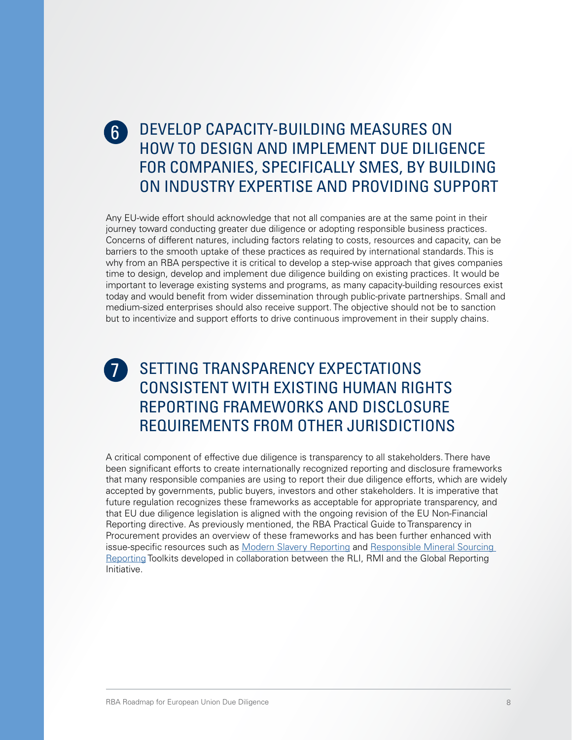## 6 DEVELOP CAPACITY-BUILDING MEASURES ON HOW TO DESIGN AND IMPLEMENT DUE DILIGENCE FOR COMPANIES, SPECIFICALLY SMES, BY BUILDING ON INDUSTRY EXPERTISE AND PROVIDING SUPPORT

Any EU-wide effort should acknowledge that not all companies are at the same point in their journey toward conducting greater due diligence or adopting responsible business practices. Concerns of different natures, including factors relating to costs, resources and capacity, can be barriers to the smooth uptake of these practices as required by international standards. This is why from an RBA perspective it is critical to develop a step-wise approach that gives companies time to design, develop and implement due diligence building on existing practices. It would be important to leverage existing systems and programs, as many capacity-building resources exist today and would benefit from wider dissemination through public-private partnerships. Small and medium-sized enterprises should also receive support. The objective should not be to sanction but to incentivize and support efforts to drive continuous improvement in their supply chains.

## 7 SETTING TRANSPARENCY EXPECTATIONS CONSISTENT WITH EXISTING HUMAN RIGHTS REPORTING FRAMEWORKS AND DISCLOSURE REQUIREMENTS FROM OTHER JURISDICTIONS

A critical component of effective due diligence is transparency to all stakeholders. There have been significant efforts to create internationally recognized reporting and disclosure frameworks that many responsible companies are using to report their due diligence efforts, which are widely accepted by governments, public buyers, investors and other stakeholders. It is imperative that future regulation recognizes these frameworks as acceptable for appropriate transparency, and that EU due diligence legislation is aligned with the ongoing revision of the EU Non-Financial Reporting directive. As previously mentioned, the RBA Practical Guide to Transparency in Procurement provides an overview of these frameworks and has been further enhanced with issue-specific resources such as Modern Slavery Reporting and Responsible Mineral Sourcing Reporting Toolkits developed in collaboration between the RLI, RMI and the Global Reporting Initiative.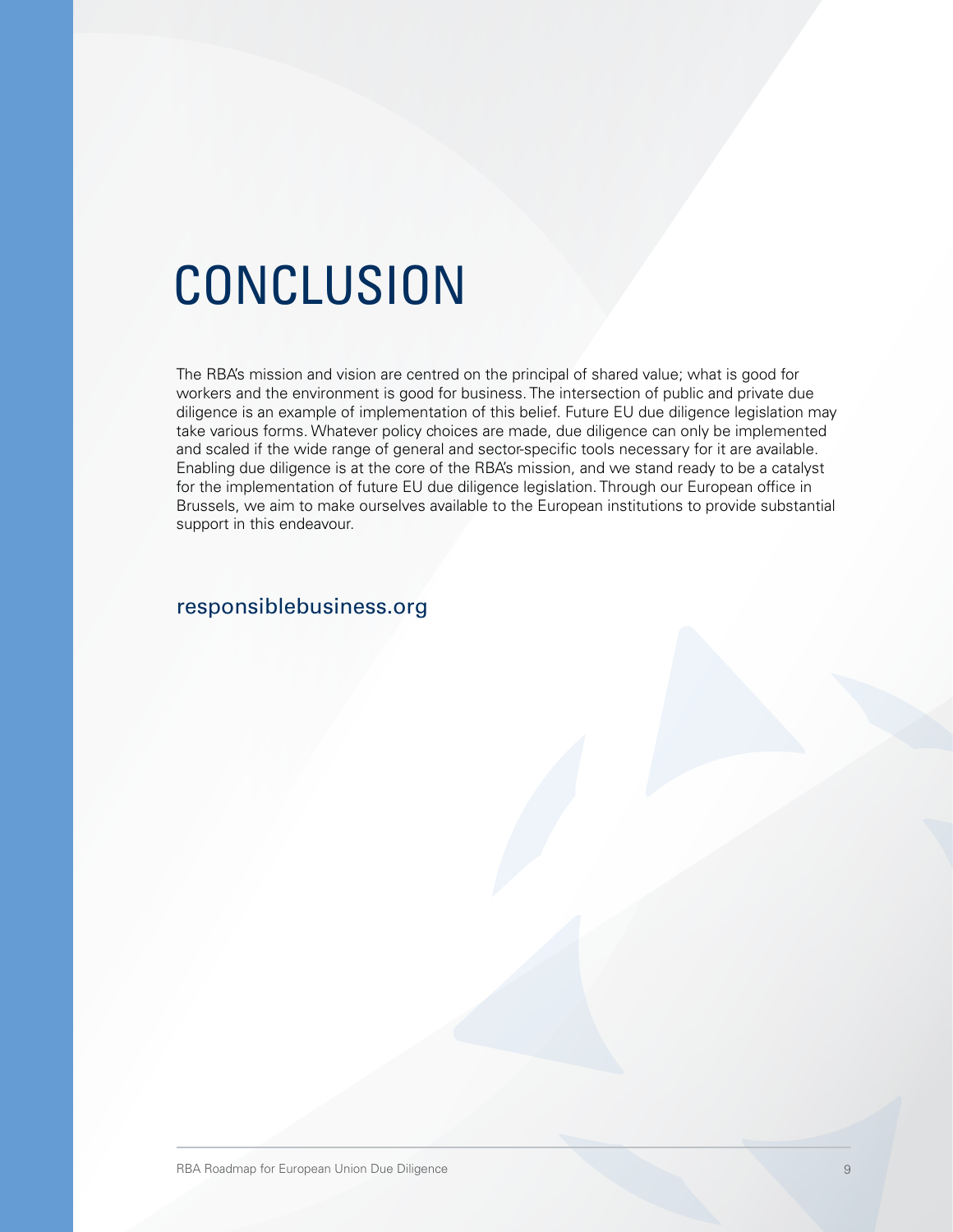# CONCLUSION

The RBA's mission and vision are centred on the principal of shared value; what is good for workers and the environment is good for business. The intersection of public and private due diligence is an example of implementation of this belief. Future EU due diligence legislation may take various forms. Whatever policy choices are made, due diligence can only be implemented and scaled if the wide range of general and sector-specific tools necessary for it are available. Enabling due diligence is at the core of the RBA's mission, and we stand ready to be a catalyst for the implementation of future EU due diligence legislation. Through our European office in Brussels, we aim to make ourselves available to the European institutions to provide substantial support in this endeavour.

responsiblebusiness.org